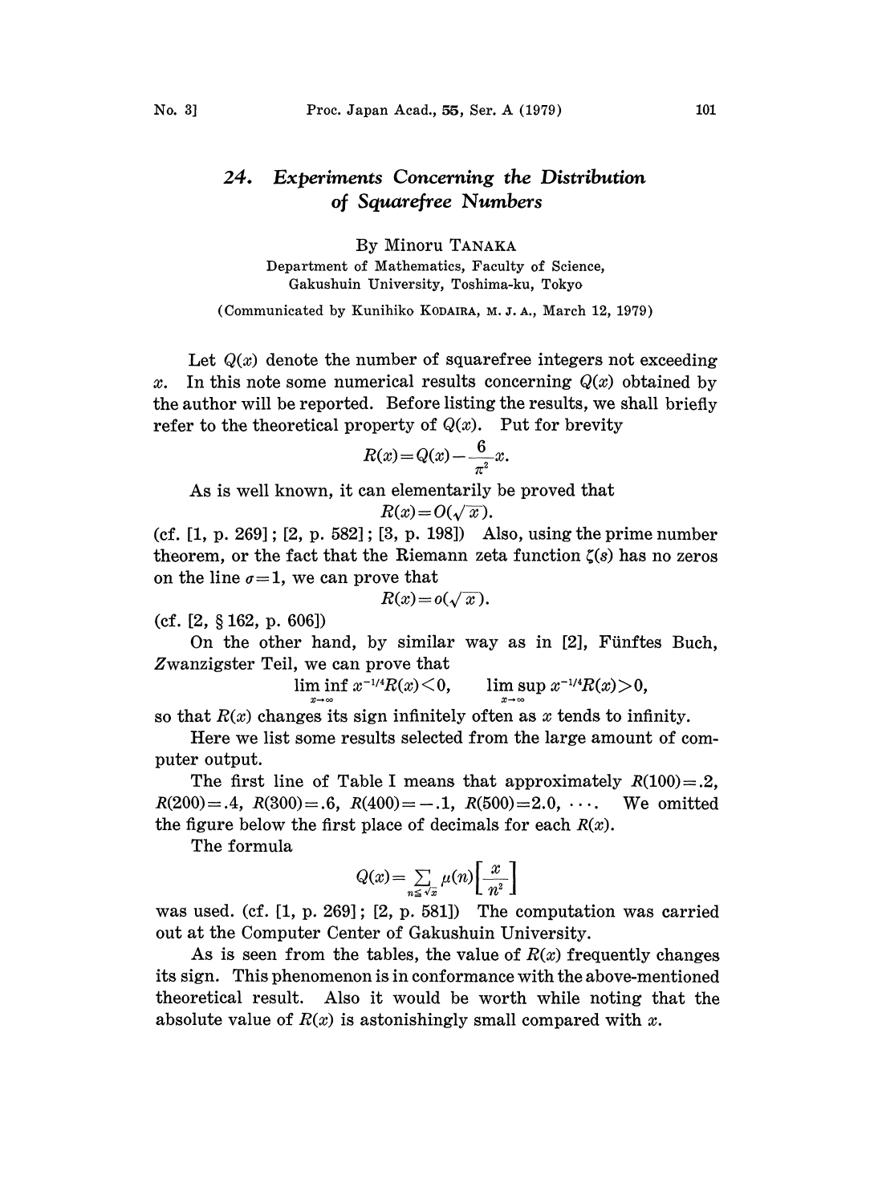# 24. *Experiments Concerning the Distribution of Squarefree Numbers*

By Minoru TANAKA

Department of Mathematics, Faculty of Science, Gakushuin University, Toshima-ku, Tokyo

(Communicated by Kunihiko KODAIRA, M. J. A., March 12, 1979)

Let $Q(x)$ denote the number of squarefree integers not exceeding $x$. In this note some numerical results concerning $Q(x)$ obtained by the author will be reported. Before listing the results, we shall briefly refer to the theoretical property of $Q(x)$. Put for brevity

$$R(x)=Q(x)-\frac{6}{\pi^2}x.$$

As is well known, it can elementarily be proved that

$$R(x)=O(\sqrt{x}).$$

(cf. [1, p. 269]; [2, p. 582]; [3, p. 198]) Also, using the prime number theorem, or the fact that the Riemann zeta function $\zeta(s)$ has no zeros on the line $\sigma=1$, we can prove that

$$R(x)=o(\sqrt{x}).$$

(cf. [2, § 162, p. 606])

On the other hand, by similar way as in [2], Fünftes Buch, Zwanzigster Teil, we can prove that

$$\liminf_{x\to\infty} x^{-1/4}R(x)<0, \qquad \limsup_{x\to\infty} x^{-1/4}R(x)>0,$$

so that $R(x)$ changes its sign infinitely often as $x$ tends to infinity.

Here we list some results selected from the large amount of computer output.

The first line of Table I means that approximately $R(100)=.2$, $R(200)=.4$, $R(300)=.6$, $R(400)=-.1$, $R(500)=2.0$, $\cdots$. We omitted the figure below the first place of decimals for each $R(x)$.

The formula

$$Q(x)=\sum_{n\leq\sqrt{x}}\mu(n)\left[\frac{x}{n^2}\right]$$

was used. (cf. [1, p. 269]; [2, p. 581]) The computation was carried out at the Computer Center of Gakushuin University.

As is seen from the tables, the value of $R(x)$ frequently changes its sign. This phenomenon is in conformance with the above-mentioned theoretical result. Also it would be worth while noting that the absolute value of $R(x)$ is astonishingly small compared with $x$.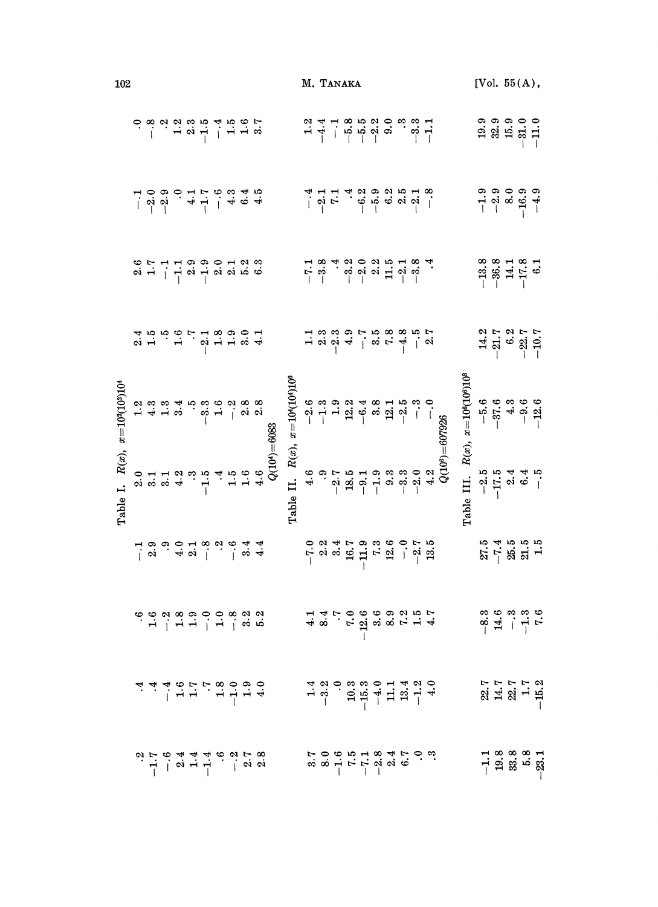Table I. $R(x)$, $x=10^3(10^3)10^4$

| | | | | | | | | | |
|---|---|---|---|---|---|---|---|---|---|
| .2 | .4 | .6 | −.1 | 2.0 | 1.2 | 2.4 | 2.6 | −.1 | .0 |
| −1.7 | .4 | 1.6 | 2.9 | 3.1 | 4.3 | 1.5 | 1.7 | −2.0 | −.8 |
| −.6 | −.4 | −.2 | .9 | 3.1 | 1.3 | .5 | −.1 | −2.9 | .2 |
| 2.4 | 1.6 | 1.8 | 4.0 | 4.2 | 3.4 | 1.6 | −1.1 | .0 | 1.2 |
| 1.4 | 1.7 | 1.9 | 2.1 | .3 | .5 | .7 | 2.9 | 4.1 | 2.3 |
| −1.4 | .7 | −.0 | −.8 | −1.5 | −3.3 | −2.1 | −1.9 | −1.7 | −1.5 |
| .6 | 1.8 | 1.0 | .2 | .4 | 1.6 | 1.8 | 2.0 | −.6 | −.4 |
| −.2 | −1.0 | −.8 | −.6 | 1.5 | −.2 | 1.9 | 2.1 | 4.3 | 1.5 |
| 2.7 | 1.9 | 3.2 | 3.4 | 1.6 | 2.8 | 3.0 | 5.2 | 6.4 | 1.6 |
| 2.8 | 4.0 | 5.2 | 4.4 | 4.6 | 2.8 | 4.1 | 6.3 | 4.5 | 3.7 |

$Q(10^4)=6083$

Table II. $R(x)$, $x=10^4(10^4)10^6$

| | | | | | | | | | |
|---|---|---|---|---|---|---|---|---|---|
| 3.7 | 1.4 | 4.1 | −7.0 | 4.6 | −2.6 | 1.1 | −7.1 | −.4 | 1.2 |
| 8.0 | −3.2 | 8.4 | 2.2 | .9 | −1.3 | 2.3 | −3.8 | −2.1 | −4.4 |
| −1.6 | .0 | .7 | 3.4 | −2.7 | 1.9 | −2.3 | .4 | 7.1 | −.1 |
| 7.5 | 10.3 | 7.0 | 16.7 | 18.5 | 12.2 | 4.9 | −3.2 | .4 | −5.8 |
| −7.1 | −15.3 | −12.6 | −11.9 | −9.1 | −6.4 | −.7 | −2.0 | −6.2 | −5.5 |
| −2.8 | −4.0 | 3.6 | 7.3 | −1.9 | 3.8 | 3.5 | 2.2 | −5.9 | −2.2 |
| 2.4 | 11.1 | 8.9 | 12.6 | 9.3 | 12.1 | 7.8 | 11.5 | 6.2 | 9.0 |
| 6.7 | 13.4 | 7.2 | −.0 | −3.3 | −2.5 | −4.8 | −2.1 | 2.5 | .3 |
| .0 | −1.2 | 1.5 | −2.7 | −2.0 | −.3 | −.5 | −3.8 | −2.1 | −3.3 |
| .3 | 4.0 | 4.7 | 13.5 | 4.2 | −.0 | 2.7 | .4 | −.8 | −1.1 |

$Q(10^6)=607926$

Table III. $R(x)$, $x=10^6(10^6)10^8$

| | | | | | | | | | |
|---|---|---|---|---|---|---|---|---|---|
| −1.1 | 22.7 | −8.3 | 27.5 | −2.5 | −5.6 | 14.2 | −13.8 | −1.9 | 19.9 |
| 19.8 | 14.7 | 14.6 | −7.4 | −17.5 | −37.6 | −21.7 | −36.8 | −2.9 | 32.9 |
| 33.8 | 22.7 | −.3 | 25.5 | 2.4 | 4.3 | 6.2 | 14.1 | 8.0 | 15.9 |
| 5.8 | 1.7 | −1.3 | 21.5 | 6.4 | −9.6 | −22.7 | −17.8 | −16.9 | −31.0 |
| −23.1 | −15.2 | 7.6 | 1.5 | −.5 | −12.6 | −10.7 | 6.1 | −4.9 | −11.0 |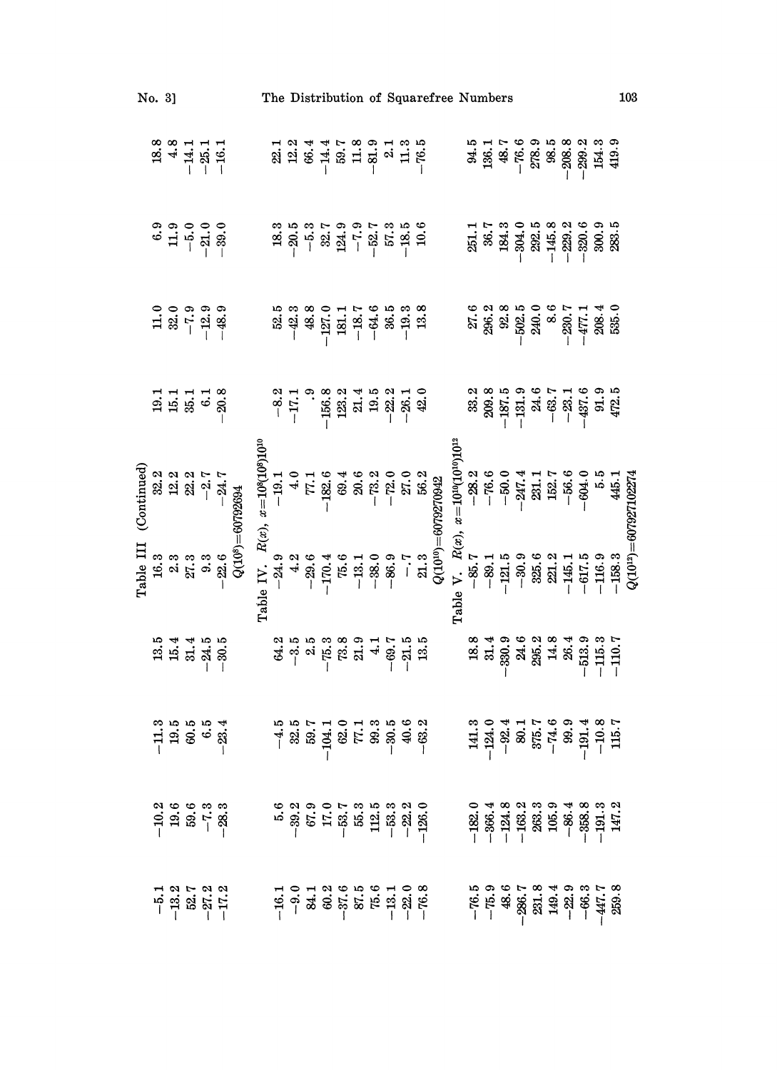Table III (Continued)

| | | | | | | | | | |
|---|---|---|---|---|---|---|---|---|---|
| −5.1 | −10.2 | −11.3 | 13.5 | 16.3 | 32.2 | 19.1 | 11.0 | 6.9 | 18.8 |
| −13.2 | 19.6 | 19.5 | 15.4 | 2.3 | 12.2 | 15.1 | 32.0 | 11.9 | 4.8 |
| 52.7 | 59.6 | 60.5 | 31.4 | 27.3 | 22.2 | 35.1 | −7.9 | −5.0 | −14.1 |
| −27.2 | −7.3 | 6.5 | −24.5 | 9.3 | −2.7 | 6.1 | −12.9 | −21.0 | −25.1 |
| −17.2 | −28.3 | −23.4 | −30.5 | −22.6 | −24.7 | −20.8 | −48.9 | −39.0 | −16.1 |

$Q(10^8)=60792694$

Table IV. $R(x)$, $x=10^8(10^8)10^{10}$

| | | | | | | | | | |
|---|---|---|---|---|---|---|---|---|---|
| −16.1 | 5.6 | −4.5 | 64.2 | −24.9 | −19.1 | −8.2 | 52.5 | 18.3 | 22.1 |
| −9.0 | −39.2 | 32.5 | −3.5 | 4.2 | 4.0 | −17.1 | −42.3 | −20.5 | 12.2 |
| 84.1 | 67.9 | 59.7 | 2.5 | −29.6 | 77.1 | .9 | 48.8 | −5.3 | 66.4 |
| 60.2 | 17.0 | −104.1 | −75.3 | −170.4 | −182.6 | −156.8 | −127.0 | 32.7 | −14.4 |
| −37.6 | −53.7 | 62.0 | 73.8 | 75.6 | 69.4 | 123.2 | 181.1 | 124.9 | 59.7 |
| 87.5 | 55.3 | 77.1 | 21.9 | −13.1 | 20.6 | 21.4 | −18.7 | −7.9 | 11.8 |
| 75.6 | 112.5 | 99.3 | 4.1 | −38.0 | −73.2 | 19.5 | −64.6 | −52.7 | −81.9 |
| −13.1 | −53.3 | −30.5 | −69.7 | −86.9 | −72.0 | −22.2 | 36.5 | 57.3 | 2.1 |
| −22.0 | −22.2 | 40.6 | −21.5 | −.7 | 27.0 | −26.1 | −19.3 | −18.5 | 11.3 |
| −76.8 | −126.0 | −63.2 | 13.5 | 21.3 | 56.2 | 42.0 | 13.8 | 10.6 | −76.5 |

$Q(10^{10})=6079270942$

Table V. $R(x)$, $x=10^{10}(10^{10})10^{12}$

| | | | | | | | | | |
|---|---|---|---|---|---|---|---|---|---|
| −76.5 | −182.0 | 141.3 | 18.8 | −85.7 | −28.2 | 33.2 | 27.6 | 251.1 | 94.5 |
| −75.9 | −366.4 | −124.0 | 31.4 | −89.1 | −76.6 | 209.8 | 296.2 | 36.7 | 136.1 |
| 48.6 | −124.8 | −92.4 | −330.9 | −121.5 | −50.0 | −187.5 | 92.8 | 184.3 | 48.7 |
| −286.7 | −163.2 | 80.1 | 24.6 | −30.9 | −247.4 | −131.9 | −502.5 | −304.0 | −76.6 |
| 231.8 | 263.3 | 375.7 | 295.2 | 325.6 | 231.1 | 24.6 | 240.0 | 292.5 | 278.9 |
| 149.4 | 105.9 | −74.6 | 14.8 | 221.2 | 152.7 | −63.7 | 8.6 | −145.8 | 98.5 |
| −22.9 | −86.4 | 99.9 | 26.4 | −145.1 | −56.6 | −23.1 | −230.7 | −229.2 | −208.8 |
| −66.3 | −358.8 | −191.4 | −513.9 | −617.5 | −604.0 | −437.6 | −477.1 | −320.6 | −299.2 |
| −447.7 | −191.3 | −10.8 | −115.3 | −116.9 | 5.5 | 91.9 | 208.4 | 300.9 | 154.3 |
| 259.8 | 147.2 | 115.7 | −110.7 | −158.3 | 445.1 | 472.5 | 535.0 | 283.5 | 419.9 |

$Q(10^{12})=607927102274$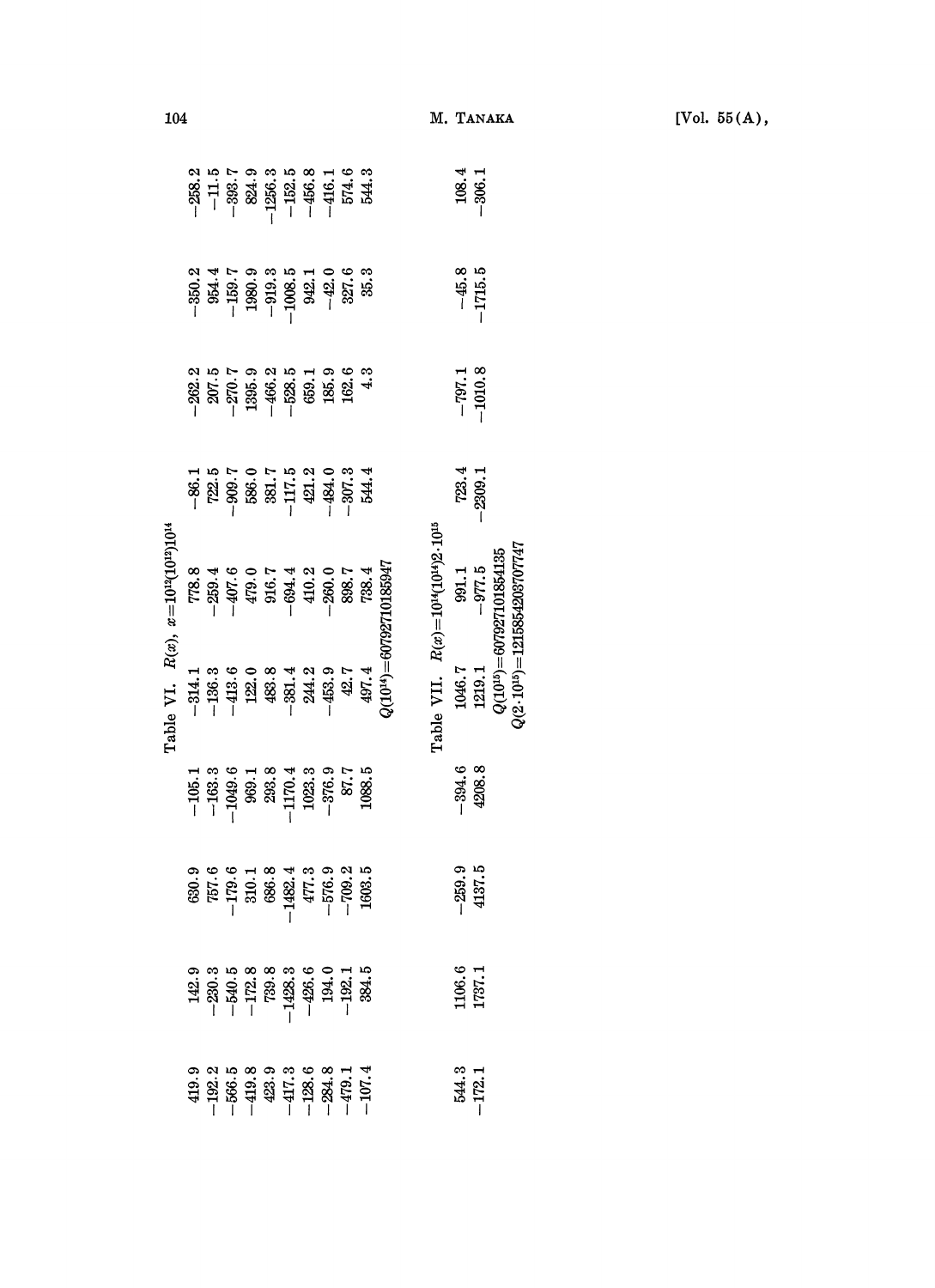Table VI. $R(x)$, $x=10^{12}(10^{12})10^{14}$

| | | | | | | | | | |
|---|---|---|---|---|---|---|---|---|---|
| 419.9 | 142.9 | 630.9 | −105.1 | −314.1 | 778.8 | −86.1 | −262.2 | −350.2 | −258.2 |
| −192.2 | −230.3 | 757.6 | −163.3 | −136.3 | −259.4 | 722.5 | 207.5 | 954.4 | −11.5 |
| −566.5 | −540.5 | −179.6 | −1049.6 | −413.6 | −407.6 | −909.7 | −270.7 | −159.7 | −393.7 |
| −419.8 | −172.8 | 310.1 | 969.1 | 122.0 | 479.0 | 586.0 | 1395.9 | 1980.9 | 824.9 |
| 423.9 | 739.8 | 686.8 | 293.8 | 483.8 | 916.7 | 381.7 | −466.2 | −919.3 | −1256.3 |
| −417.3 | −1428.3 | −1482.4 | −1170.4 | −381.4 | −694.4 | −117.5 | −528.5 | −1008.5 | −152.5 |
| −128.6 | −426.6 | 477.3 | 1023.3 | 244.2 | 410.2 | 421.2 | 659.1 | 942.1 | −456.8 |
| −284.8 | 194.0 | −576.9 | −376.9 | −453.9 | −260.0 | −484.0 | 185.9 | −42.0 | −416.1 |
| −479.1 | −192.1 | −709.2 | 87.7 | 42.7 | 898.7 | −307.3 | 162.6 | 327.6 | 574.6 |
| −107.4 | 384.5 | 1603.5 | 1088.5 | 497.4 | 738.4 | 544.4 | 4.3 | 35.3 | 544.3 |

$Q(10^{14})=60792710185947$

Table VII. $R(x)=10^{14}(10^{14})2\cdot10^{15}$

| | | | | | | | | | |
|---|---|---|---|---|---|---|---|---|---|
| 544.3 | 1106.6 | −259.9 | −394.6 | 1046.7 | 991.1 | 723.4 | −797.1 | −45.8 | 108.4 |
| −172.1 | 1737.1 | 4137.5 | 4208.8 | 1219.1 | −977.5 | −2309.1 | −1010.8 | −1715.5 | −306.1 |

$Q(10^{15})=607927101854135$

$Q(2\cdot10^{15})=1215854203707747$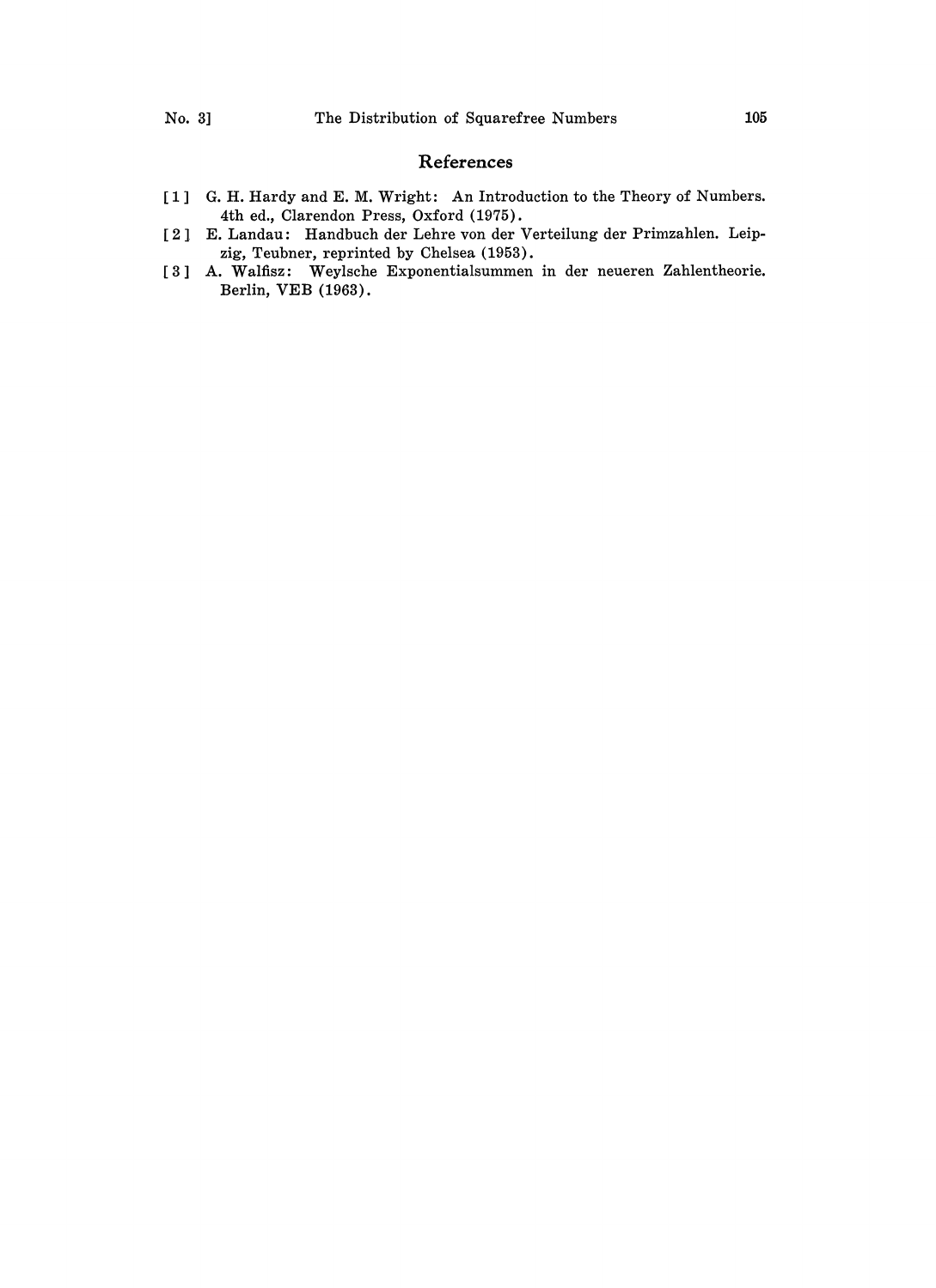## References

[1] G. H. Hardy and E. M. Wright: An Introduction to the Theory of Numbers. 4th ed., Clarendon Press, Oxford (1975).

[2] E. Landau: Handbuch der Lehre von der Verteilung der Primzahlen. Leipzig, Teubner, reprinted by Chelsea (1953).

[3] A. Walfisz: Weylsche Exponentialsummen in der neueren Zahlentheorie. Berlin, VEB (1963).